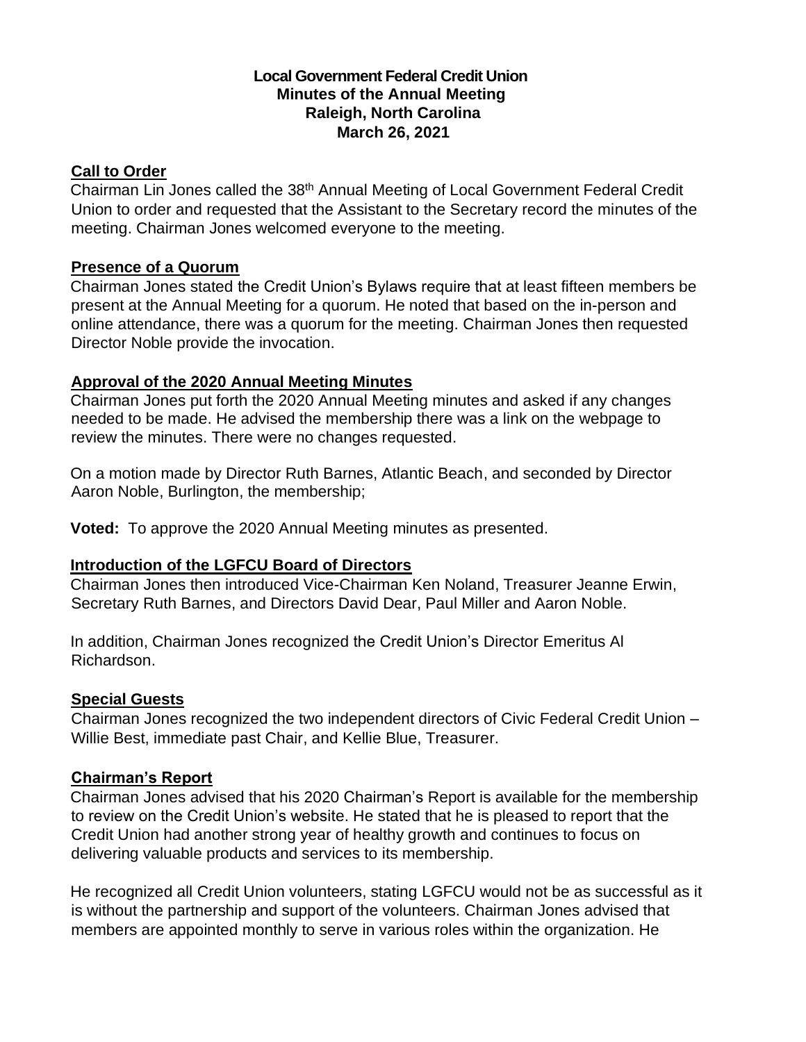**Local Government Federal Credit Union**
**Minutes of the Annual Meeting**
**Raleigh, North Carolina**
**March 26, 2021**

## Call to Order

Chairman Lin Jones called the 38th Annual Meeting of Local Government Federal Credit Union to order and requested that the Assistant to the Secretary record the minutes of the meeting. Chairman Jones welcomed everyone to the meeting.

## Presence of a Quorum

Chairman Jones stated the Credit Union's Bylaws require that at least fifteen members be present at the Annual Meeting for a quorum. He noted that based on the in-person and online attendance, there was a quorum for the meeting. Chairman Jones then requested Director Noble provide the invocation.

## Approval of the 2020 Annual Meeting Minutes

Chairman Jones put forth the 2020 Annual Meeting minutes and asked if any changes needed to be made. He advised the membership there was a link on the webpage to review the minutes. There were no changes requested.

On a motion made by Director Ruth Barnes, Atlantic Beach, and seconded by Director Aaron Noble, Burlington, the membership;

**Voted:** To approve the 2020 Annual Meeting minutes as presented.

## Introduction of the LGFCU Board of Directors

Chairman Jones then introduced Vice-Chairman Ken Noland, Treasurer Jeanne Erwin, Secretary Ruth Barnes, and Directors David Dear, Paul Miller and Aaron Noble.

In addition, Chairman Jones recognized the Credit Union's Director Emeritus Al Richardson.

## Special Guests

Chairman Jones recognized the two independent directors of Civic Federal Credit Union – Willie Best, immediate past Chair, and Kellie Blue, Treasurer.

## Chairman's Report

Chairman Jones advised that his 2020 Chairman's Report is available for the membership to review on the Credit Union's website. He stated that he is pleased to report that the Credit Union had another strong year of healthy growth and continues to focus on delivering valuable products and services to its membership.

He recognized all Credit Union volunteers, stating LGFCU would not be as successful as it is without the partnership and support of the volunteers. Chairman Jones advised that members are appointed monthly to serve in various roles within the organization. He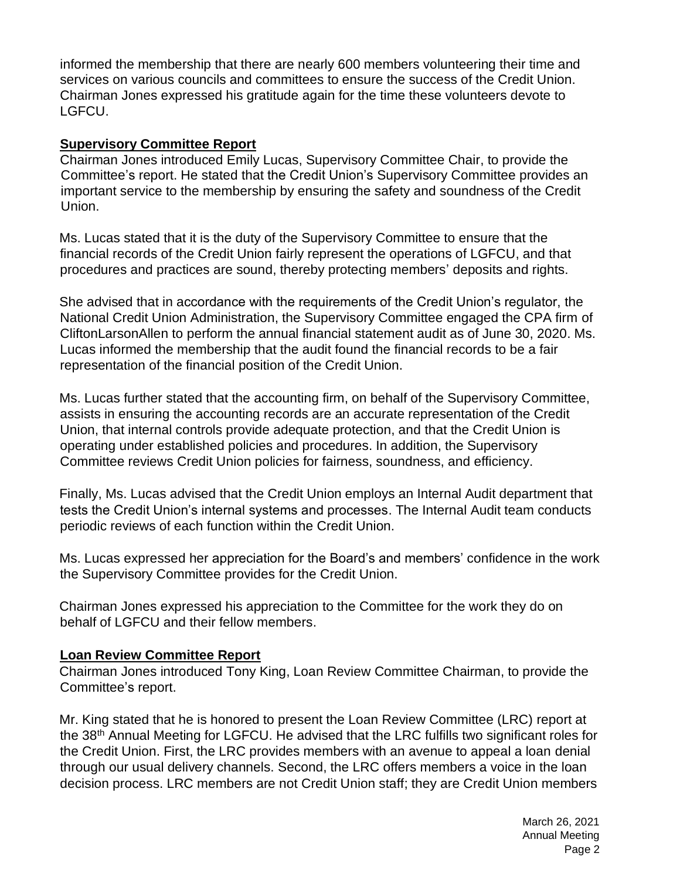informed the membership that there are nearly 600 members volunteering their time and services on various councils and committees to ensure the success of the Credit Union. Chairman Jones expressed his gratitude again for the time these volunteers devote to LGFCU.

**Supervisory Committee Report**

Chairman Jones introduced Emily Lucas, Supervisory Committee Chair, to provide the Committee's report. He stated that the Credit Union's Supervisory Committee provides an important service to the membership by ensuring the safety and soundness of the Credit Union.

Ms. Lucas stated that it is the duty of the Supervisory Committee to ensure that the financial records of the Credit Union fairly represent the operations of LGFCU, and that procedures and practices are sound, thereby protecting members' deposits and rights.

She advised that in accordance with the requirements of the Credit Union's regulator, the National Credit Union Administration, the Supervisory Committee engaged the CPA firm of CliftonLarsonAllen to perform the annual financial statement audit as of June 30, 2020. Ms. Lucas informed the membership that the audit found the financial records to be a fair representation of the financial position of the Credit Union.

Ms. Lucas further stated that the accounting firm, on behalf of the Supervisory Committee, assists in ensuring the accounting records are an accurate representation of the Credit Union, that internal controls provide adequate protection, and that the Credit Union is operating under established policies and procedures. In addition, the Supervisory Committee reviews Credit Union policies for fairness, soundness, and efficiency.

Finally, Ms. Lucas advised that the Credit Union employs an Internal Audit department that tests the Credit Union's internal systems and processes. The Internal Audit team conducts periodic reviews of each function within the Credit Union.

Ms. Lucas expressed her appreciation for the Board's and members' confidence in the work the Supervisory Committee provides for the Credit Union.

Chairman Jones expressed his appreciation to the Committee for the work they do on behalf of LGFCU and their fellow members.

**Loan Review Committee Report**

Chairman Jones introduced Tony King, Loan Review Committee Chairman, to provide the Committee's report.

Mr. King stated that he is honored to present the Loan Review Committee (LRC) report at the 38th Annual Meeting for LGFCU. He advised that the LRC fulfills two significant roles for the Credit Union. First, the LRC provides members with an avenue to appeal a loan denial through our usual delivery channels. Second, the LRC offers members a voice in the loan decision process. LRC members are not Credit Union staff; they are Credit Union members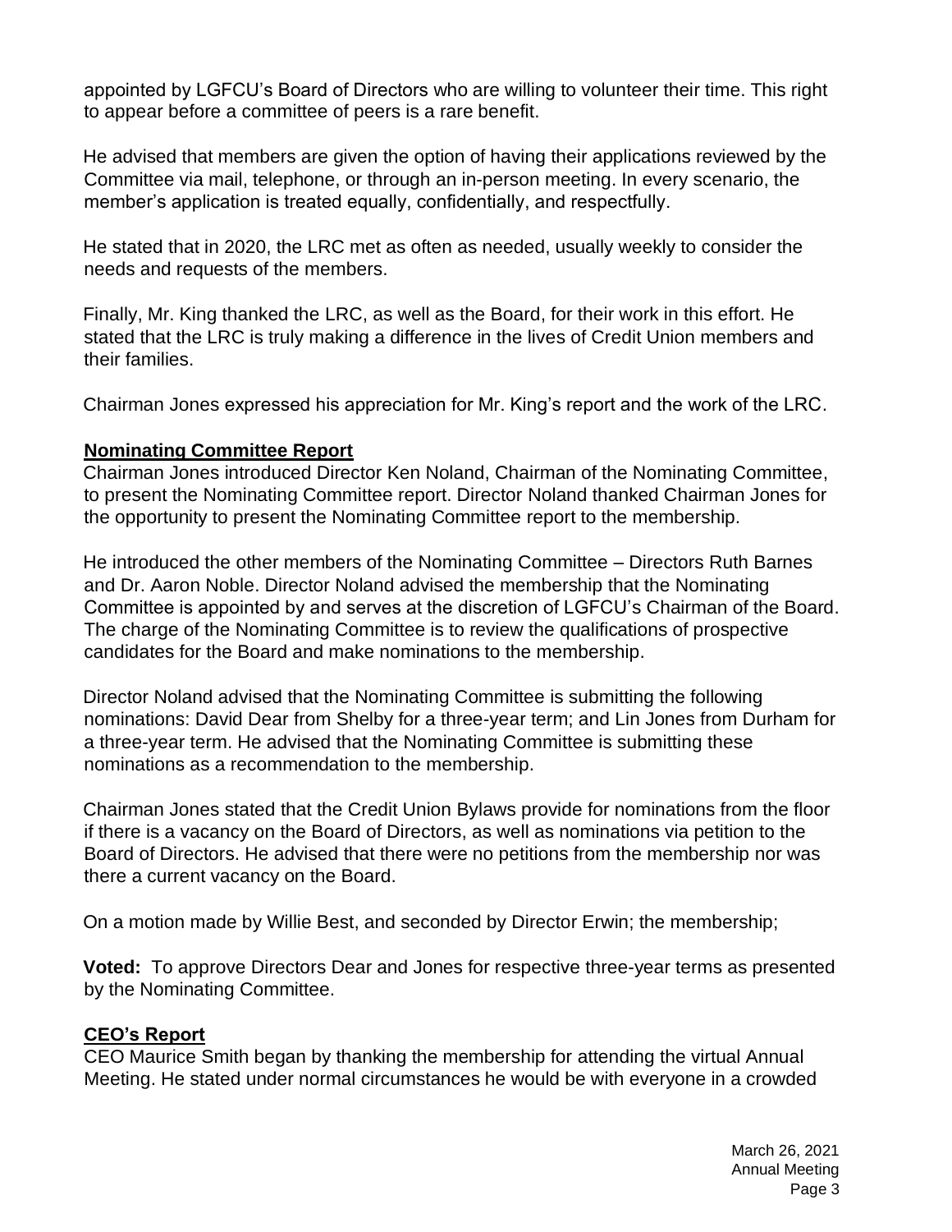appointed by LGFCU's Board of Directors who are willing to volunteer their time. This right to appear before a committee of peers is a rare benefit.

He advised that members are given the option of having their applications reviewed by the Committee via mail, telephone, or through an in-person meeting. In every scenario, the member's application is treated equally, confidentially, and respectfully.

He stated that in 2020, the LRC met as often as needed, usually weekly to consider the needs and requests of the members.

Finally, Mr. King thanked the LRC, as well as the Board, for their work in this effort. He stated that the LRC is truly making a difference in the lives of Credit Union members and their families.

Chairman Jones expressed his appreciation for Mr. King's report and the work of the LRC.

**Nominating Committee Report**

Chairman Jones introduced Director Ken Noland, Chairman of the Nominating Committee, to present the Nominating Committee report. Director Noland thanked Chairman Jones for the opportunity to present the Nominating Committee report to the membership.

He introduced the other members of the Nominating Committee – Directors Ruth Barnes and Dr. Aaron Noble. Director Noland advised the membership that the Nominating Committee is appointed by and serves at the discretion of LGFCU's Chairman of the Board. The charge of the Nominating Committee is to review the qualifications of prospective candidates for the Board and make nominations to the membership.

Director Noland advised that the Nominating Committee is submitting the following nominations: David Dear from Shelby for a three-year term; and Lin Jones from Durham for a three-year term. He advised that the Nominating Committee is submitting these nominations as a recommendation to the membership.

Chairman Jones stated that the Credit Union Bylaws provide for nominations from the floor if there is a vacancy on the Board of Directors, as well as nominations via petition to the Board of Directors. He advised that there were no petitions from the membership nor was there a current vacancy on the Board.

On a motion made by Willie Best, and seconded by Director Erwin; the membership;

**Voted:** To approve Directors Dear and Jones for respective three-year terms as presented by the Nominating Committee.

**CEO's Report**

CEO Maurice Smith began by thanking the membership for attending the virtual Annual Meeting. He stated under normal circumstances he would be with everyone in a crowded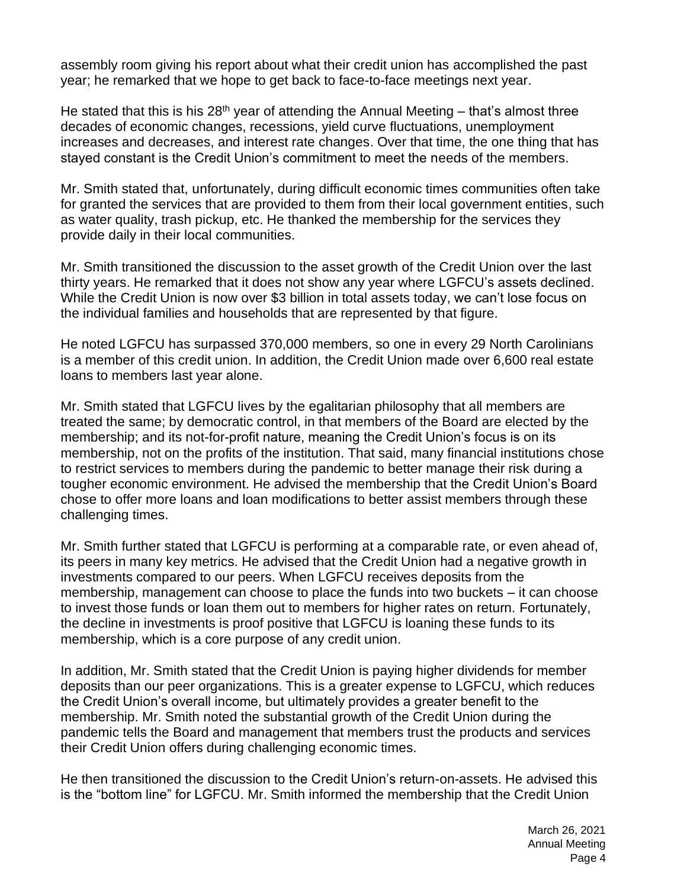assembly room giving his report about what their credit union has accomplished the past year; he remarked that we hope to get back to face-to-face meetings next year.

He stated that this is his 28th year of attending the Annual Meeting – that's almost three decades of economic changes, recessions, yield curve fluctuations, unemployment increases and decreases, and interest rate changes. Over that time, the one thing that has stayed constant is the Credit Union's commitment to meet the needs of the members.

Mr. Smith stated that, unfortunately, during difficult economic times communities often take for granted the services that are provided to them from their local government entities, such as water quality, trash pickup, etc. He thanked the membership for the services they provide daily in their local communities.

Mr. Smith transitioned the discussion to the asset growth of the Credit Union over the last thirty years. He remarked that it does not show any year where LGFCU's assets declined. While the Credit Union is now over $3 billion in total assets today, we can't lose focus on the individual families and households that are represented by that figure.

He noted LGFCU has surpassed 370,000 members, so one in every 29 North Carolinians is a member of this credit union. In addition, the Credit Union made over 6,600 real estate loans to members last year alone.

Mr. Smith stated that LGFCU lives by the egalitarian philosophy that all members are treated the same; by democratic control, in that members of the Board are elected by the membership; and its not-for-profit nature, meaning the Credit Union's focus is on its membership, not on the profits of the institution. That said, many financial institutions chose to restrict services to members during the pandemic to better manage their risk during a tougher economic environment. He advised the membership that the Credit Union's Board chose to offer more loans and loan modifications to better assist members through these challenging times.

Mr. Smith further stated that LGFCU is performing at a comparable rate, or even ahead of, its peers in many key metrics. He advised that the Credit Union had a negative growth in investments compared to our peers. When LGFCU receives deposits from the membership, management can choose to place the funds into two buckets – it can choose to invest those funds or loan them out to members for higher rates on return. Fortunately, the decline in investments is proof positive that LGFCU is loaning these funds to its membership, which is a core purpose of any credit union.

In addition, Mr. Smith stated that the Credit Union is paying higher dividends for member deposits than our peer organizations. This is a greater expense to LGFCU, which reduces the Credit Union's overall income, but ultimately provides a greater benefit to the membership. Mr. Smith noted the substantial growth of the Credit Union during the pandemic tells the Board and management that members trust the products and services their Credit Union offers during challenging economic times.

He then transitioned the discussion to the Credit Union's return-on-assets. He advised this is the "bottom line" for LGFCU. Mr. Smith informed the membership that the Credit Union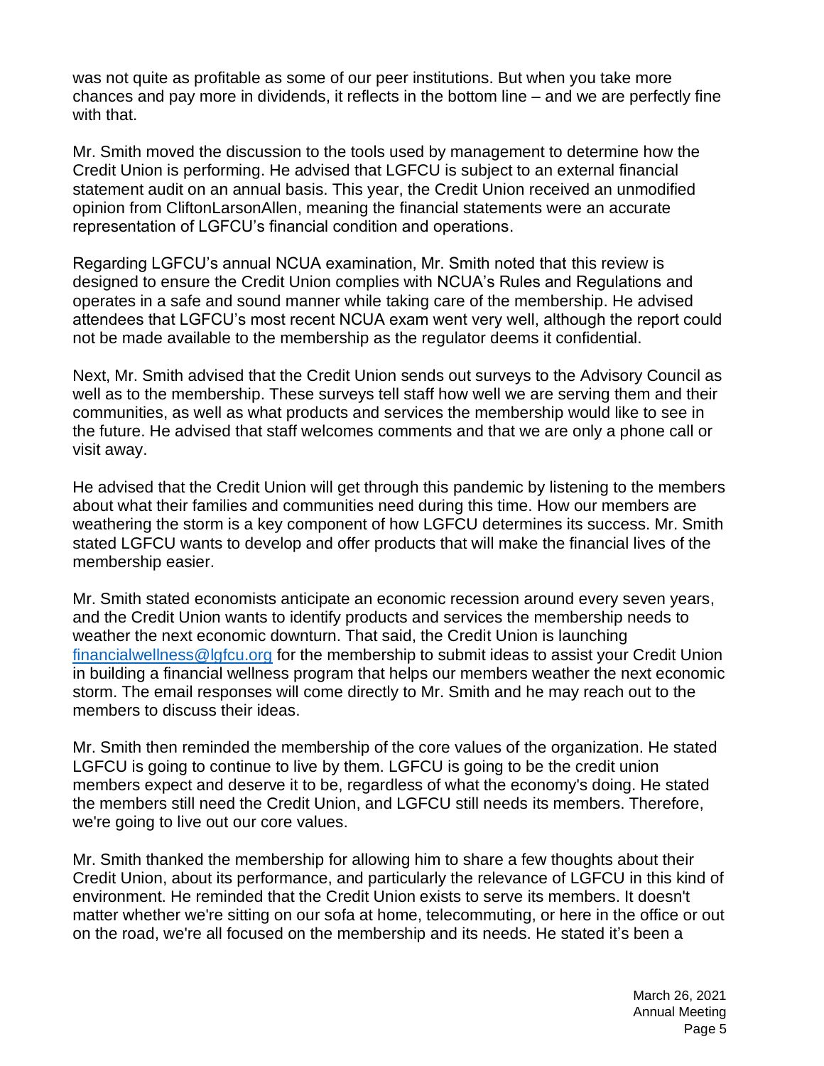was not quite as profitable as some of our peer institutions. But when you take more chances and pay more in dividends, it reflects in the bottom line – and we are perfectly fine with that.

Mr. Smith moved the discussion to the tools used by management to determine how the Credit Union is performing. He advised that LGFCU is subject to an external financial statement audit on an annual basis. This year, the Credit Union received an unmodified opinion from CliftonLarsonAllen, meaning the financial statements were an accurate representation of LGFCU's financial condition and operations.

Regarding LGFCU's annual NCUA examination, Mr. Smith noted that this review is designed to ensure the Credit Union complies with NCUA's Rules and Regulations and operates in a safe and sound manner while taking care of the membership. He advised attendees that LGFCU's most recent NCUA exam went very well, although the report could not be made available to the membership as the regulator deems it confidential.

Next, Mr. Smith advised that the Credit Union sends out surveys to the Advisory Council as well as to the membership. These surveys tell staff how well we are serving them and their communities, as well as what products and services the membership would like to see in the future. He advised that staff welcomes comments and that we are only a phone call or visit away.

He advised that the Credit Union will get through this pandemic by listening to the members about what their families and communities need during this time. How our members are weathering the storm is a key component of how LGFCU determines its success. Mr. Smith stated LGFCU wants to develop and offer products that will make the financial lives of the membership easier.

Mr. Smith stated economists anticipate an economic recession around every seven years, and the Credit Union wants to identify products and services the membership needs to weather the next economic downturn. That said, the Credit Union is launching [financialwellness@lgfcu.org](mailto:financialwellness@lgfcu.org) for the membership to submit ideas to assist your Credit Union in building a financial wellness program that helps our members weather the next economic storm. The email responses will come directly to Mr. Smith and he may reach out to the members to discuss their ideas.

Mr. Smith then reminded the membership of the core values of the organization. He stated LGFCU is going to continue to live by them. LGFCU is going to be the credit union members expect and deserve it to be, regardless of what the economy's doing. He stated the members still need the Credit Union, and LGFCU still needs its members. Therefore, we're going to live out our core values.

Mr. Smith thanked the membership for allowing him to share a few thoughts about their Credit Union, about its performance, and particularly the relevance of LGFCU in this kind of environment. He reminded that the Credit Union exists to serve its members. It doesn't matter whether we're sitting on our sofa at home, telecommuting, or here in the office or out on the road, we're all focused on the membership and its needs. He stated it's been a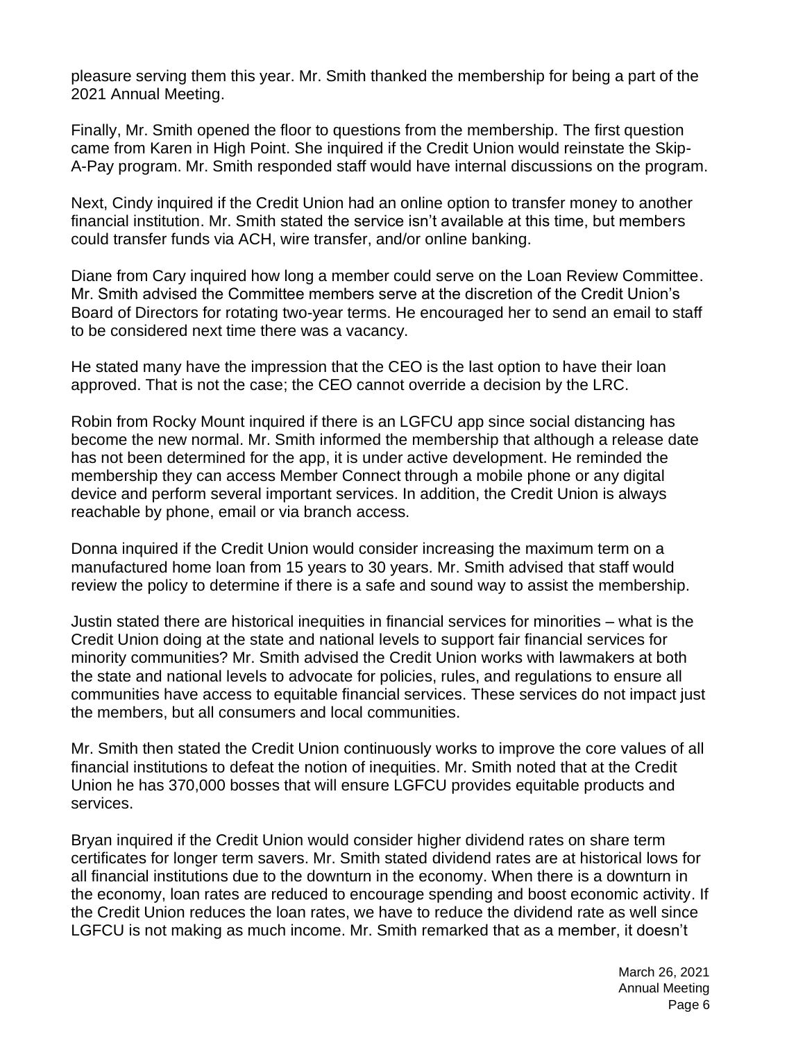pleasure serving them this year. Mr. Smith thanked the membership for being a part of the 2021 Annual Meeting.

Finally, Mr. Smith opened the floor to questions from the membership. The first question came from Karen in High Point. She inquired if the Credit Union would reinstate the Skip-A-Pay program. Mr. Smith responded staff would have internal discussions on the program.

Next, Cindy inquired if the Credit Union had an online option to transfer money to another financial institution. Mr. Smith stated the service isn't available at this time, but members could transfer funds via ACH, wire transfer, and/or online banking.

Diane from Cary inquired how long a member could serve on the Loan Review Committee. Mr. Smith advised the Committee members serve at the discretion of the Credit Union's Board of Directors for rotating two-year terms. He encouraged her to send an email to staff to be considered next time there was a vacancy.

He stated many have the impression that the CEO is the last option to have their loan approved. That is not the case; the CEO cannot override a decision by the LRC.

Robin from Rocky Mount inquired if there is an LGFCU app since social distancing has become the new normal. Mr. Smith informed the membership that although a release date has not been determined for the app, it is under active development. He reminded the membership they can access Member Connect through a mobile phone or any digital device and perform several important services. In addition, the Credit Union is always reachable by phone, email or via branch access.

Donna inquired if the Credit Union would consider increasing the maximum term on a manufactured home loan from 15 years to 30 years. Mr. Smith advised that staff would review the policy to determine if there is a safe and sound way to assist the membership.

Justin stated there are historical inequities in financial services for minorities – what is the Credit Union doing at the state and national levels to support fair financial services for minority communities? Mr. Smith advised the Credit Union works with lawmakers at both the state and national levels to advocate for policies, rules, and regulations to ensure all communities have access to equitable financial services. These services do not impact just the members, but all consumers and local communities.

Mr. Smith then stated the Credit Union continuously works to improve the core values of all financial institutions to defeat the notion of inequities. Mr. Smith noted that at the Credit Union he has 370,000 bosses that will ensure LGFCU provides equitable products and services.

Bryan inquired if the Credit Union would consider higher dividend rates on share term certificates for longer term savers. Mr. Smith stated dividend rates are at historical lows for all financial institutions due to the downturn in the economy. When there is a downturn in the economy, loan rates are reduced to encourage spending and boost economic activity. If the Credit Union reduces the loan rates, we have to reduce the dividend rate as well since LGFCU is not making as much income. Mr. Smith remarked that as a member, it doesn't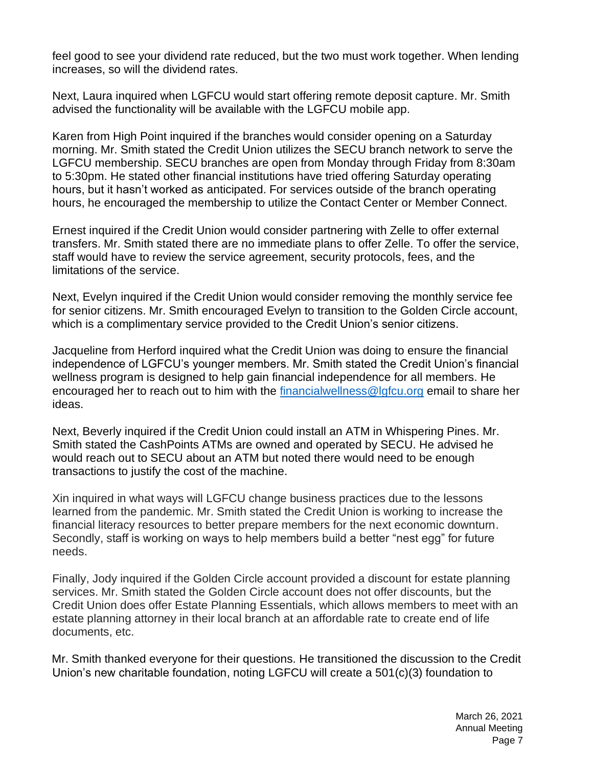feel good to see your dividend rate reduced, but the two must work together. When lending increases, so will the dividend rates.

Next, Laura inquired when LGFCU would start offering remote deposit capture. Mr. Smith advised the functionality will be available with the LGFCU mobile app.

Karen from High Point inquired if the branches would consider opening on a Saturday morning. Mr. Smith stated the Credit Union utilizes the SECU branch network to serve the LGFCU membership. SECU branches are open from Monday through Friday from 8:30am to 5:30pm. He stated other financial institutions have tried offering Saturday operating hours, but it hasn't worked as anticipated. For services outside of the branch operating hours, he encouraged the membership to utilize the Contact Center or Member Connect.

Ernest inquired if the Credit Union would consider partnering with Zelle to offer external transfers. Mr. Smith stated there are no immediate plans to offer Zelle. To offer the service, staff would have to review the service agreement, security protocols, fees, and the limitations of the service.

Next, Evelyn inquired if the Credit Union would consider removing the monthly service fee for senior citizens. Mr. Smith encouraged Evelyn to transition to the Golden Circle account, which is a complimentary service provided to the Credit Union's senior citizens.

Jacqueline from Herford inquired what the Credit Union was doing to ensure the financial independence of LGFCU's younger members. Mr. Smith stated the Credit Union's financial wellness program is designed to help gain financial independence for all members. He encouraged her to reach out to him with the [financialwellness@lgfcu.org](mailto:financialwellness@lgfcu.org) email to share her ideas.

Next, Beverly inquired if the Credit Union could install an ATM in Whispering Pines. Mr. Smith stated the CashPoints ATMs are owned and operated by SECU. He advised he would reach out to SECU about an ATM but noted there would need to be enough transactions to justify the cost of the machine.

Xin inquired in what ways will LGFCU change business practices due to the lessons learned from the pandemic. Mr. Smith stated the Credit Union is working to increase the financial literacy resources to better prepare members for the next economic downturn. Secondly, staff is working on ways to help members build a better "nest egg" for future needs.

Finally, Jody inquired if the Golden Circle account provided a discount for estate planning services. Mr. Smith stated the Golden Circle account does not offer discounts, but the Credit Union does offer Estate Planning Essentials, which allows members to meet with an estate planning attorney in their local branch at an affordable rate to create end of life documents, etc.

Mr. Smith thanked everyone for their questions. He transitioned the discussion to the Credit Union's new charitable foundation, noting LGFCU will create a 501(c)(3) foundation to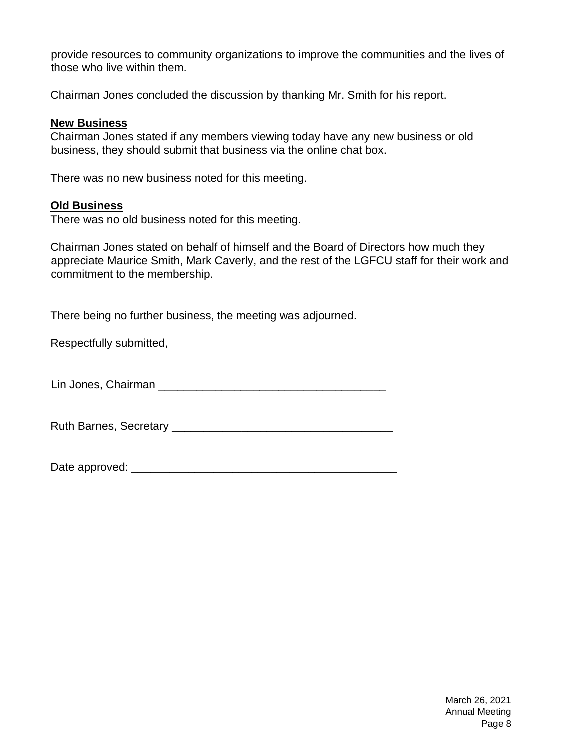provide resources to community organizations to improve the communities and the lives of those who live within them.

Chairman Jones concluded the discussion by thanking Mr. Smith for his report.

**New Business**

Chairman Jones stated if any members viewing today have any new business or old business, they should submit that business via the online chat box.

There was no new business noted for this meeting.

**Old Business**

There was no old business noted for this meeting.

Chairman Jones stated on behalf of himself and the Board of Directors how much they appreciate Maurice Smith, Mark Caverly, and the rest of the LGFCU staff for their work and commitment to the membership.

There being no further business, the meeting was adjourned.

Respectfully submitted,

Lin Jones, Chairman ___________________________________

Ruth Barnes, Secretary __________________________________

Date approved: _________________________________________